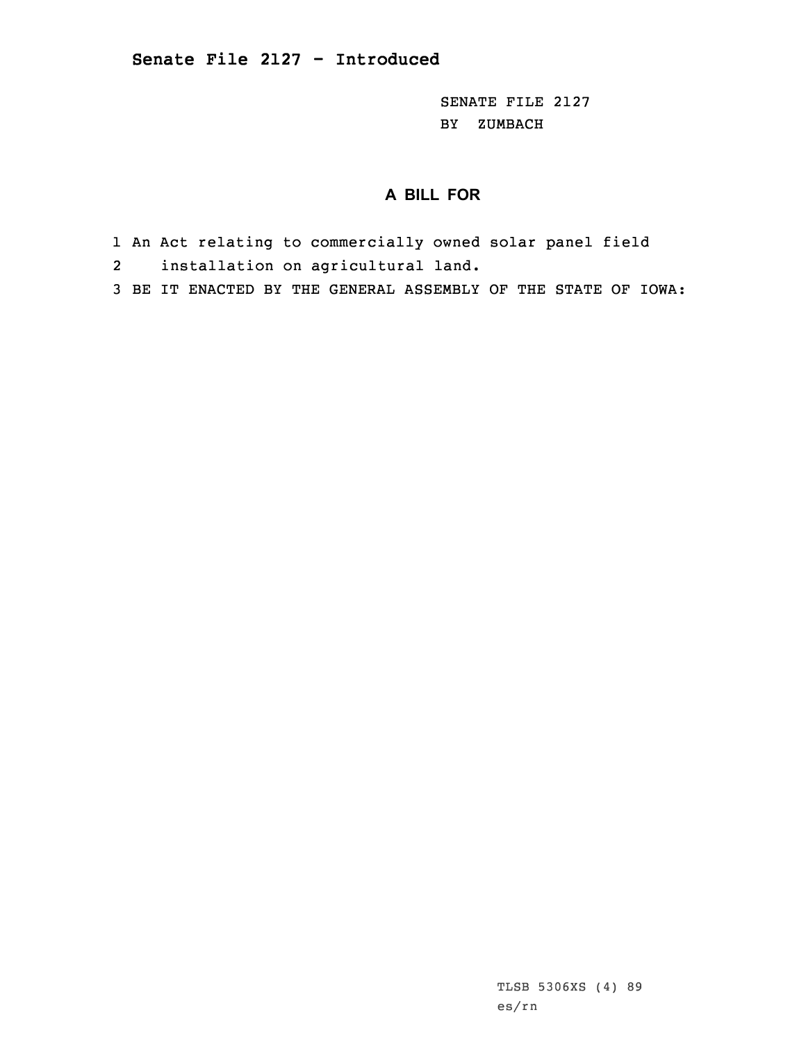## Senate File 2127 - Introduced

SENATE FILE 2127
BY ZUMBACH

### A BILL FOR

1 An Act relating to commercially owned solar panel field
2 installation on agricultural land.
3 BE IT ENACTED BY THE GENERAL ASSEMBLY OF THE STATE OF IOWA:

TLSB 5306XS (4) 89
es/rn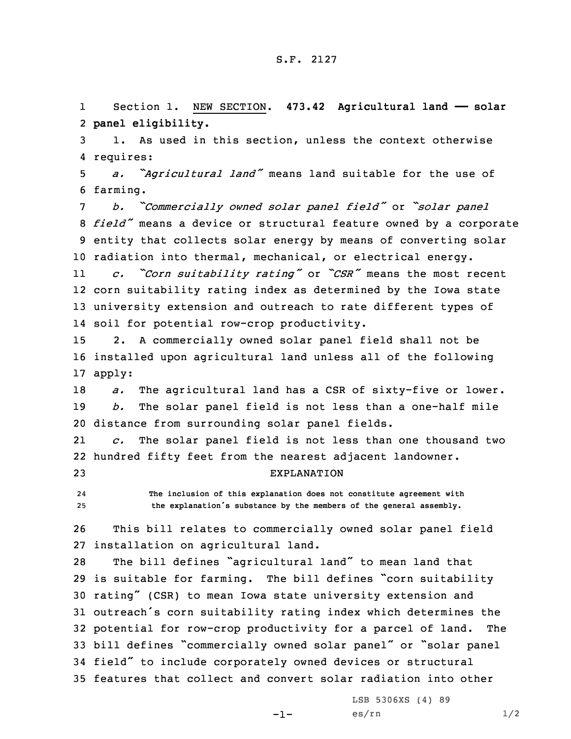S.F. 2127

Section 1. NEW SECTION. **473.42 Agricultural land — solar panel eligibility.**

1. As used in this section, unless the context otherwise requires:

*a. "Agricultural land"* means land suitable for the use of farming.

*b. "Commercially owned solar panel field"* or *"solar panel field"* means a device or structural feature owned by a corporate entity that collects solar energy by means of converting solar radiation into thermal, mechanical, or electrical energy.

*c. "Corn suitability rating"* or *"CSR"* means the most recent corn suitability rating index as determined by the Iowa state university extension and outreach to rate different types of soil for potential row-crop productivity.

2. A commercially owned solar panel field shall not be installed upon agricultural land unless all of the following apply:

*a.* The agricultural land has a CSR of sixty-five or lower.

*b.* The solar panel field is not less than a one-half mile distance from surrounding solar panel fields.

*c.* The solar panel field is not less than one thousand two hundred fifty feet from the nearest adjacent landowner.

EXPLANATION

The inclusion of this explanation does not constitute agreement with the explanation's substance by the members of the general assembly.

This bill relates to commercially owned solar panel field installation on agricultural land.

The bill defines "agricultural land" to mean land that is suitable for farming. The bill defines "corn suitability rating" (CSR) to mean Iowa state university extension and outreach's corn suitability rating index which determines the potential for row-crop productivity for a parcel of land. The bill defines "commercially owned solar panel" or "solar panel field" to include corporately owned devices or structural features that collect and convert solar radiation into other

LSB 5306XS (4) 89

es/rn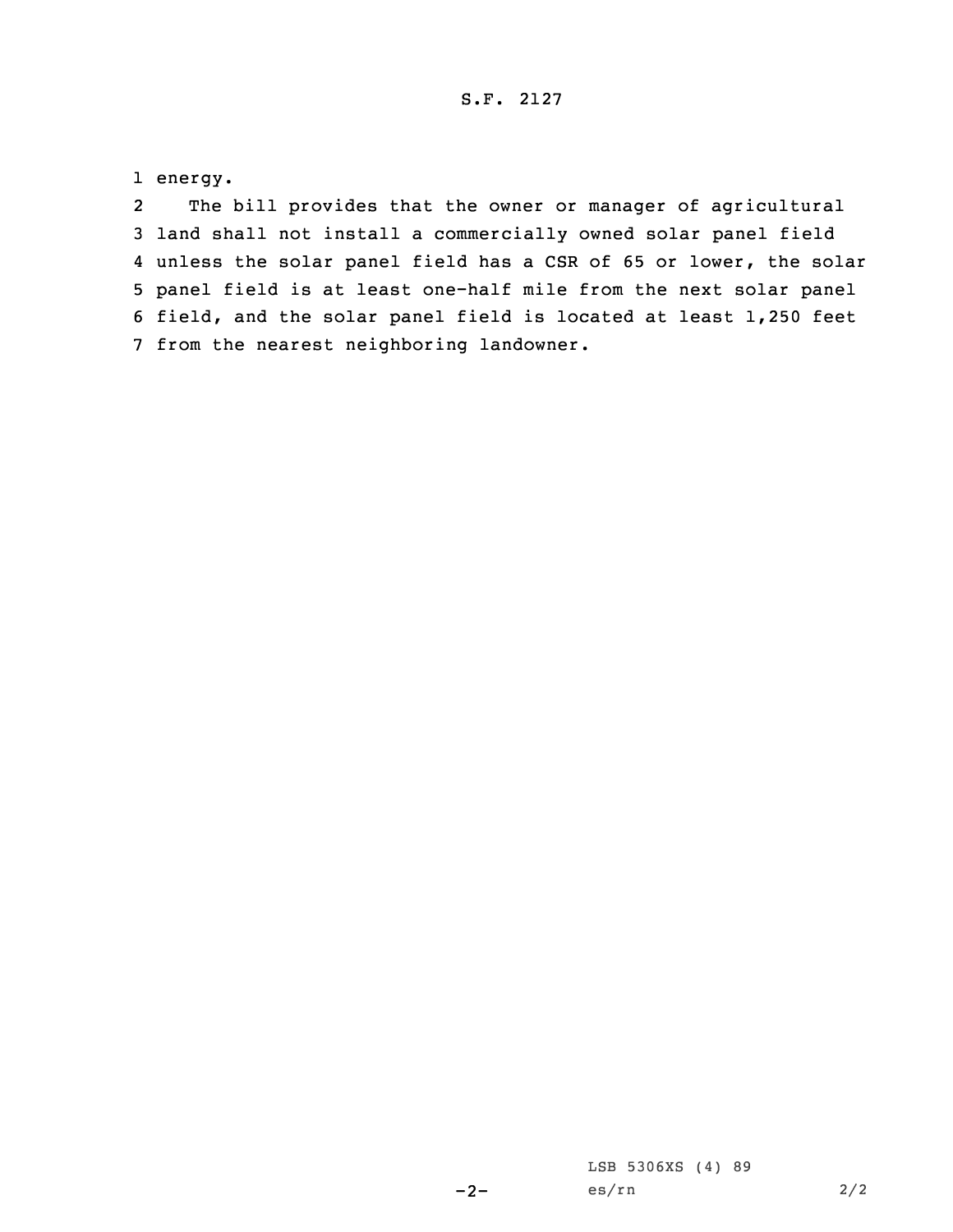energy.

The bill provides that the owner or manager of agricultural land shall not install a commercially owned solar panel field unless the solar panel field has a CSR of 65 or lower, the solar panel field is at least one-half mile from the next solar panel field, and the solar panel field is located at least 1,250 feet from the nearest neighboring landowner.